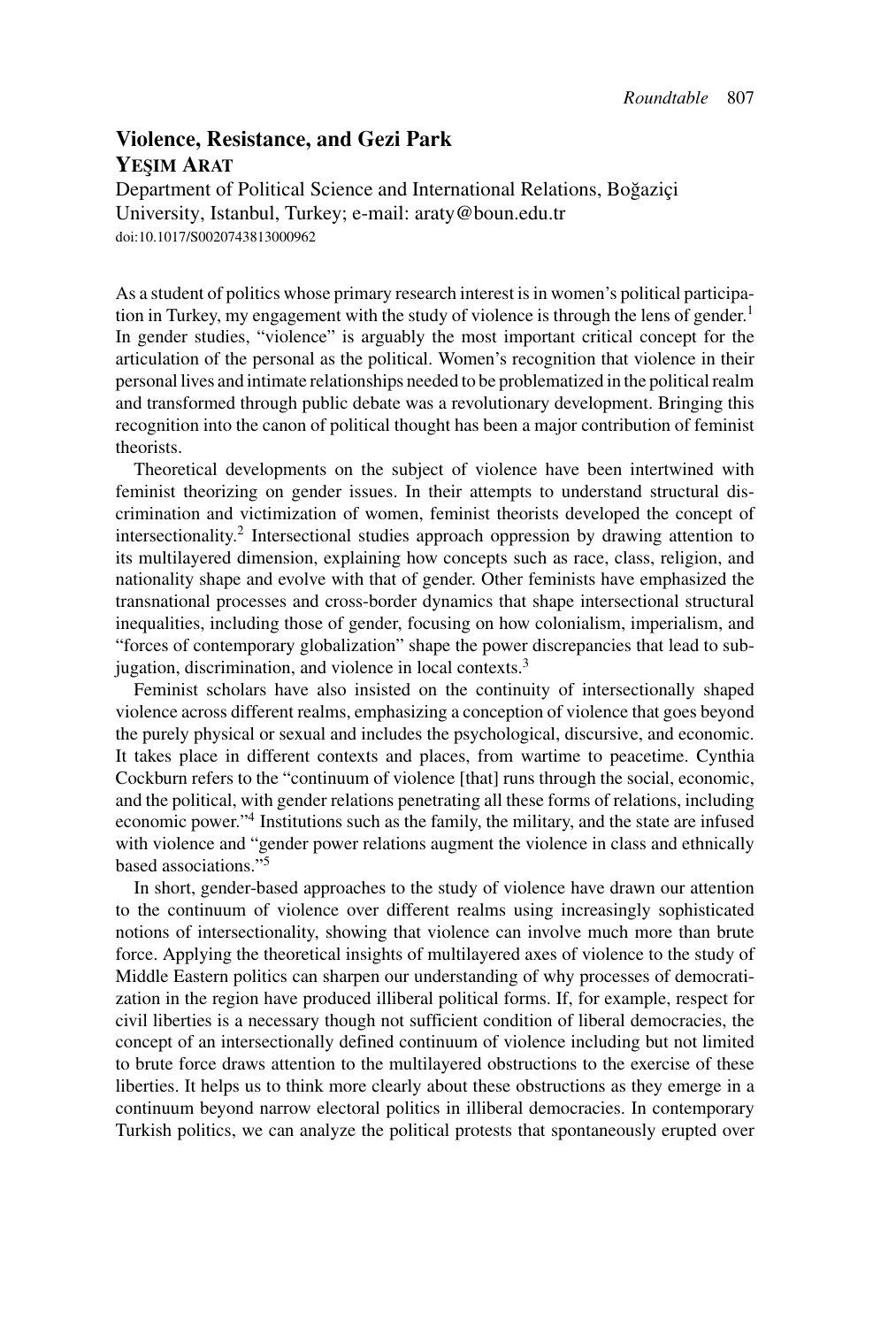# Violence, Resistance, and Gezi Park

**YEŞIM ARAT**

Department of Political Science and International Relations, Boğaziçi University, Istanbul, Turkey; e-mail: araty@boun.edu.tr

doi:10.1017/S0020743813000962

As a student of politics whose primary research interest is in women's political participation in Turkey, my engagement with the study of violence is through the lens of gender.[1] In gender studies, "violence" is arguably the most important critical concept for the articulation of the personal as the political. Women's recognition that violence in their personal lives and intimate relationships needed to be problematized in the political realm and transformed through public debate was a revolutionary development. Bringing this recognition into the canon of political thought has been a major contribution of feminist theorists.

Theoretical developments on the subject of violence have been intertwined with feminist theorizing on gender issues. In their attempts to understand structural discrimination and victimization of women, feminist theorists developed the concept of intersectionality.[2] Intersectional studies approach oppression by drawing attention to its multilayered dimension, explaining how concepts such as race, class, religion, and nationality shape and evolve with that of gender. Other feminists have emphasized the transnational processes and cross-border dynamics that shape intersectional structural inequalities, including those of gender, focusing on how colonialism, imperialism, and "forces of contemporary globalization" shape the power discrepancies that lead to subjugation, discrimination, and violence in local contexts.[3]

Feminist scholars have also insisted on the continuity of intersectionally shaped violence across different realms, emphasizing a conception of violence that goes beyond the purely physical or sexual and includes the psychological, discursive, and economic. It takes place in different contexts and places, from wartime to peacetime. Cynthia Cockburn refers to the "continuum of violence [that] runs through the social, economic, and the political, with gender relations penetrating all these forms of relations, including economic power."[4] Institutions such as the family, the military, and the state are infused with violence and "gender power relations augment the violence in class and ethnically based associations."[5]

In short, gender-based approaches to the study of violence have drawn our attention to the continuum of violence over different realms using increasingly sophisticated notions of intersectionality, showing that violence can involve much more than brute force. Applying the theoretical insights of multilayered axes of violence to the study of Middle Eastern politics can sharpen our understanding of why processes of democratization in the region have produced illiberal political forms. If, for example, respect for civil liberties is a necessary though not sufficient condition of liberal democracies, the concept of an intersectionally defined continuum of violence including but not limited to brute force draws attention to the multilayered obstructions to the exercise of these liberties. It helps us to think more clearly about these obstructions as they emerge in a continuum beyond narrow electoral politics in illiberal democracies. In contemporary Turkish politics, we can analyze the political protests that spontaneously erupted over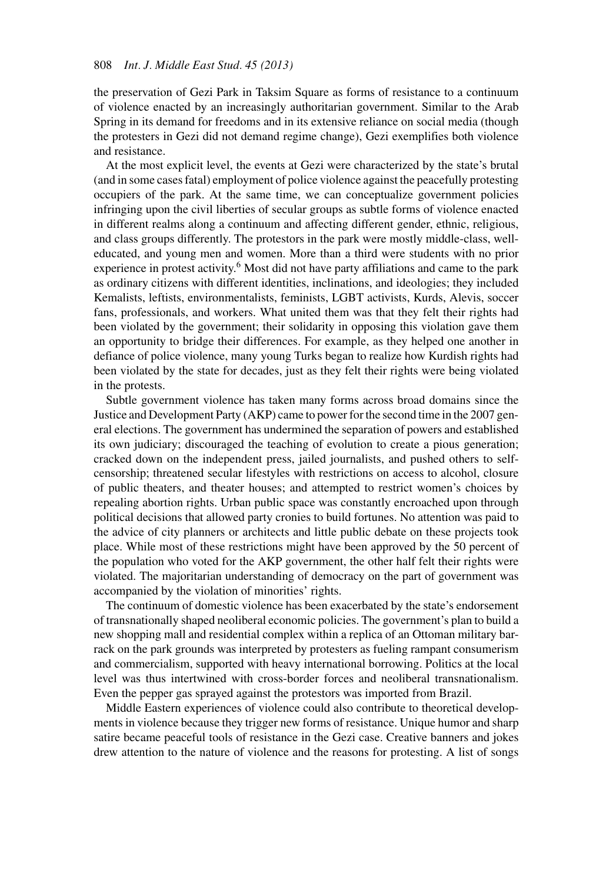the preservation of Gezi Park in Taksim Square as forms of resistance to a continuum of violence enacted by an increasingly authoritarian government. Similar to the Arab Spring in its demand for freedoms and in its extensive reliance on social media (though the protesters in Gezi did not demand regime change), Gezi exemplifies both violence and resistance.

At the most explicit level, the events at Gezi were characterized by the state's brutal (and in some cases fatal) employment of police violence against the peacefully protesting occupiers of the park. At the same time, we can conceptualize government policies infringing upon the civil liberties of secular groups as subtle forms of violence enacted in different realms along a continuum and affecting different gender, ethnic, religious, and class groups differently. The protestors in the park were mostly middle-class, well-educated, and young men and women. More than a third were students with no prior experience in protest activity.[6] Most did not have party affiliations and came to the park as ordinary citizens with different identities, inclinations, and ideologies; they included Kemalists, leftists, environmentalists, feminists, LGBT activists, Kurds, Alevis, soccer fans, professionals, and workers. What united them was that they felt their rights had been violated by the government; their solidarity in opposing this violation gave them an opportunity to bridge their differences. For example, as they helped one another in defiance of police violence, many young Turks began to realize how Kurdish rights had been violated by the state for decades, just as they felt their rights were being violated in the protests.

Subtle government violence has taken many forms across broad domains since the Justice and Development Party (AKP) came to power for the second time in the 2007 general elections. The government has undermined the separation of powers and established its own judiciary; discouraged the teaching of evolution to create a pious generation; cracked down on the independent press, jailed journalists, and pushed others to self-censorship; threatened secular lifestyles with restrictions on access to alcohol, closure of public theaters, and theater houses; and attempted to restrict women's choices by repealing abortion rights. Urban public space was constantly encroached upon through political decisions that allowed party cronies to build fortunes. No attention was paid to the advice of city planners or architects and little public debate on these projects took place. While most of these restrictions might have been approved by the 50 percent of the population who voted for the AKP government, the other half felt their rights were violated. The majoritarian understanding of democracy on the part of government was accompanied by the violation of minorities' rights.

The continuum of domestic violence has been exacerbated by the state's endorsement of transnationally shaped neoliberal economic policies. The government's plan to build a new shopping mall and residential complex within a replica of an Ottoman military barrack on the park grounds was interpreted by protesters as fueling rampant consumerism and commercialism, supported with heavy international borrowing. Politics at the local level was thus intertwined with cross-border forces and neoliberal transnationalism. Even the pepper gas sprayed against the protestors was imported from Brazil.

Middle Eastern experiences of violence could also contribute to theoretical developments in violence because they trigger new forms of resistance. Unique humor and sharp satire became peaceful tools of resistance in the Gezi case. Creative banners and jokes drew attention to the nature of violence and the reasons for protesting. A list of songs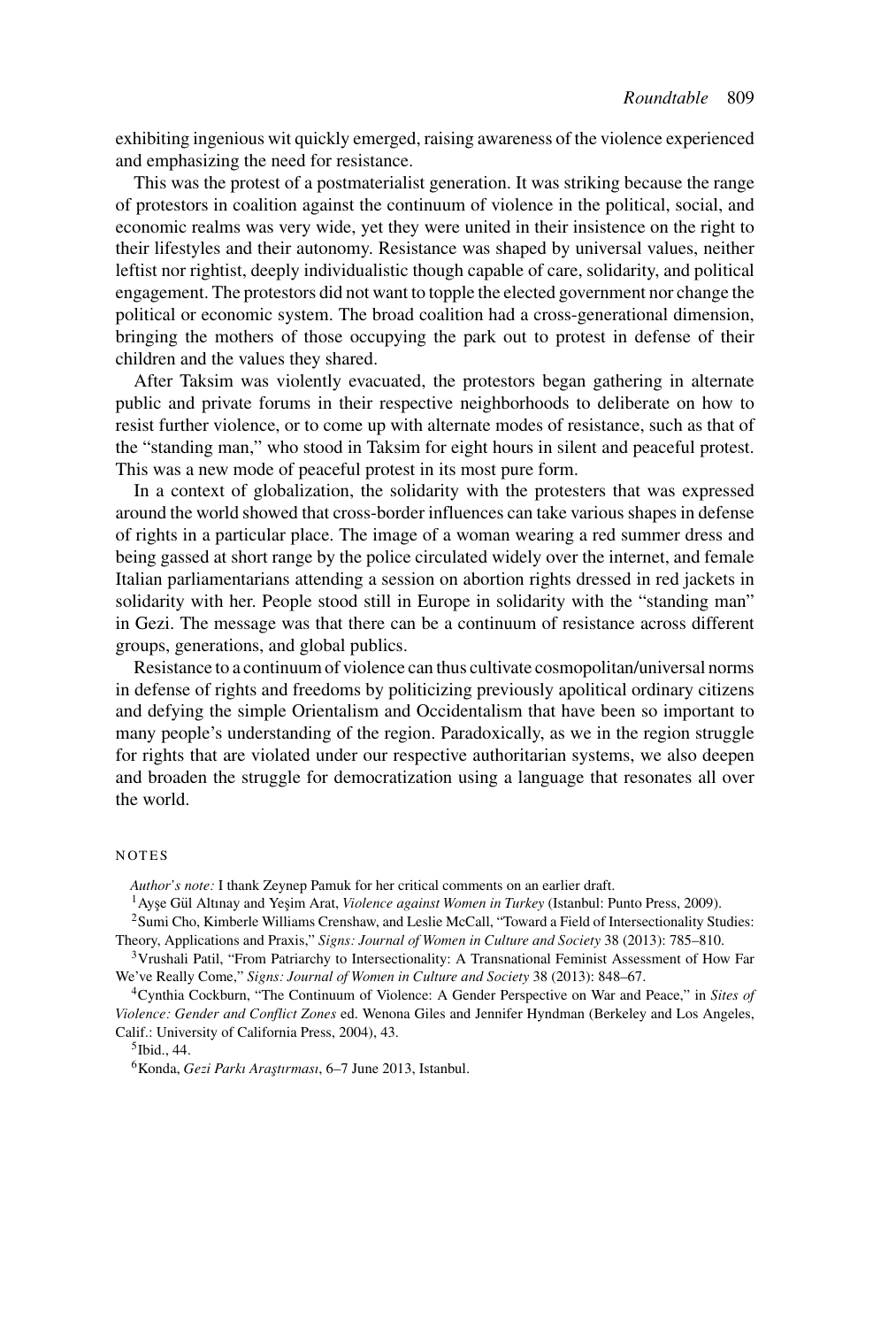exhibiting ingenious wit quickly emerged, raising awareness of the violence experienced and emphasizing the need for resistance.

This was the protest of a postmaterialist generation. It was striking because the range of protestors in coalition against the continuum of violence in the political, social, and economic realms was very wide, yet they were united in their insistence on the right to their lifestyles and their autonomy. Resistance was shaped by universal values, neither leftist nor rightist, deeply individualistic though capable of care, solidarity, and political engagement. The protestors did not want to topple the elected government nor change the political or economic system. The broad coalition had a cross-generational dimension, bringing the mothers of those occupying the park out to protest in defense of their children and the values they shared.

After Taksim was violently evacuated, the protestors began gathering in alternate public and private forums in their respective neighborhoods to deliberate on how to resist further violence, or to come up with alternate modes of resistance, such as that of the "standing man," who stood in Taksim for eight hours in silent and peaceful protest. This was a new mode of peaceful protest in its most pure form.

In a context of globalization, the solidarity with the protesters that was expressed around the world showed that cross-border influences can take various shapes in defense of rights in a particular place. The image of a woman wearing a red summer dress and being gassed at short range by the police circulated widely over the internet, and female Italian parliamentarians attending a session on abortion rights dressed in red jackets in solidarity with her. People stood still in Europe in solidarity with the "standing man" in Gezi. The message was that there can be a continuum of resistance across different groups, generations, and global publics.

Resistance to a continuum of violence can thus cultivate cosmopolitan/universal norms in defense of rights and freedoms by politicizing previously apolitical ordinary citizens and defying the simple Orientalism and Occidentalism that have been so important to many people's understanding of the region. Paradoxically, as we in the region struggle for rights that are violated under our respective authoritarian systems, we also deepen and broaden the struggle for democratization using a language that resonates all over the world.

## NOTES

*Author's note:* I thank Zeynep Pamuk for her critical comments on an earlier draft.

[1]Ayşe Gül Altınay and Yeşim Arat, *Violence against Women in Turkey* (Istanbul: Punto Press, 2009).

[2]Sumi Cho, Kimberle Williams Crenshaw, and Leslie McCall, "Toward a Field of Intersectionality Studies: Theory, Applications and Praxis," *Signs: Journal of Women in Culture and Society* 38 (2013): 785–810.

[3]Vrushali Patil, "From Patriarchy to Intersectionality: A Transnational Feminist Assessment of How Far We've Really Come," *Signs: Journal of Women in Culture and Society* 38 (2013): 848–67.

[4]Cynthia Cockburn, "The Continuum of Violence: A Gender Perspective on War and Peace," in *Sites of Violence: Gender and Conflict Zones* ed. Wenona Giles and Jennifer Hyndman (Berkeley and Los Angeles, Calif.: University of California Press, 2004), 43.

[5]Ibid., 44.

[6]Konda, *Gezi Parkı Araştırması*, 6–7 June 2013, Istanbul.